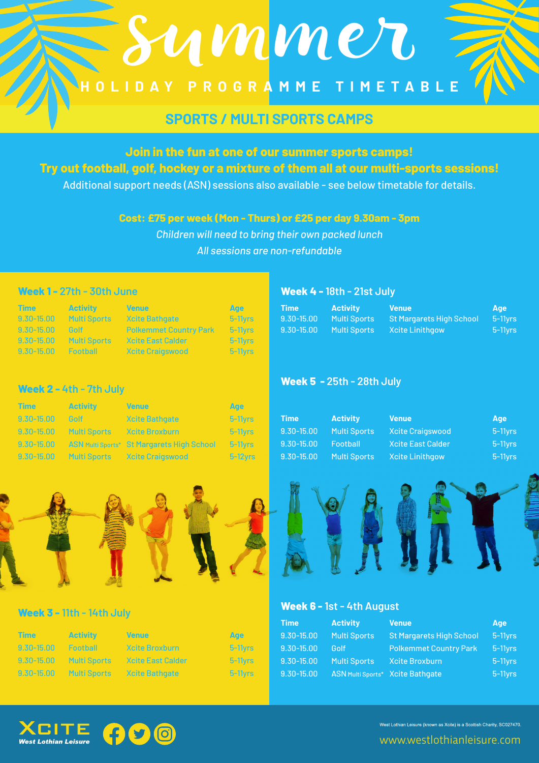# Summer

## HOLIDAY PROGRAMME TIMETABLE

### SPORTS / MULTI SPORTS CAMPS

**Join in the fun at one of our summer sports camps!**
**Try out football, golf, hockey or a mixture of them all at our multi-sports sessions!**
Additional support needs (ASN) sessions also available - see below timetable for details.

**Cost: £75 per week (Mon - Thurs) or £25 per day 9.30am - 3pm**
*Children will need to bring their own packed lunch*
*All sessions are non-refundable*

### Week 1 - 27th - 30th June

| Time | Activity | Venue | Age |
|---|---|---|---|
| 9.30-15.00 | Multi Sports | Xcite Bathgate | 5-11yrs |
| 9.30-15.00 | Golf | Polkemmet Country Park | 5-11yrs |
| 9.30-15.00 | Multi Sports | Xcite East Calder | 5-11yrs |
| 9.30-15.00 | Football | Xcite Craigswood | 5-11yrs |

### Week 2 - 4th - 7th July

| Time | Activity | Venue | Age |
|---|---|---|---|
| 9.30-15.00 | Golf | Xcite Bathgate | 5-11yrs |
| 9.30-15.00 | Multi Sports | Xcite Broxburn | 5-11yrs |
| 9.30-15.00 | ASN Multi Sports* | St Margarets High School | 5-11yrs |
| 9.30-15.00 | Multi Sports | Xcite Craigswood | 5-12yrs |

### Week 3 - 11th - 14th July

| Time | Activity | Venue | Age |
|---|---|---|---|
| 9.30-15.00 | Football | Xcite Broxburn | 5-11yrs |
| 9.30-15.00 | Multi Sports | Xcite East Calder | 5-11yrs |
| 9.30-15.00 | Multi Sports | Xcite Bathgate | 5-11yrs |

### Week 4 - 18th - 21st July

| Time | Activity | Venue | Age |
|---|---|---|---|
| 9.30-15.00 | Multi Sports | St Margarets High School | 5-11yrs |
| 9.30-15.00 | Multi Sports | Xcite Linithgow | 5-11yrs |

### Week 5 - 25th - 28th July

| Time | Activity | Venue | Age |
|---|---|---|---|
| 9.30-15.00 | Multi Sports | Xcite Craigswood | 5-11yrs |
| 9.30-15.00 | Football | Xcite East Calder | 5-11yrs |
| 9.30-15.00 | Multi Sports | Xcite Linithgow | 5-11yrs |

### Week 6 - 1st - 4th August

| Time | Activity | Venue | Age |
|---|---|---|---|
| 9.30-15.00 | Multi Sports | St Margarets High School | 5-11yrs |
| 9.30-15.00 | Golf | Polkemmet Country Park | 5-11yrs |
| 9.30-15.00 | Multi Sports | Xcite Broxburn | 5-11yrs |
| 9.30-15.00 | ASN Multi Sports* | Xcite Bathgate | 5-11yrs |

XCITE West Lothian Leisure

West Lothian Leisure (known as Xcite) is a Scottish Charity, SC027470.

www.westlothianleisure.com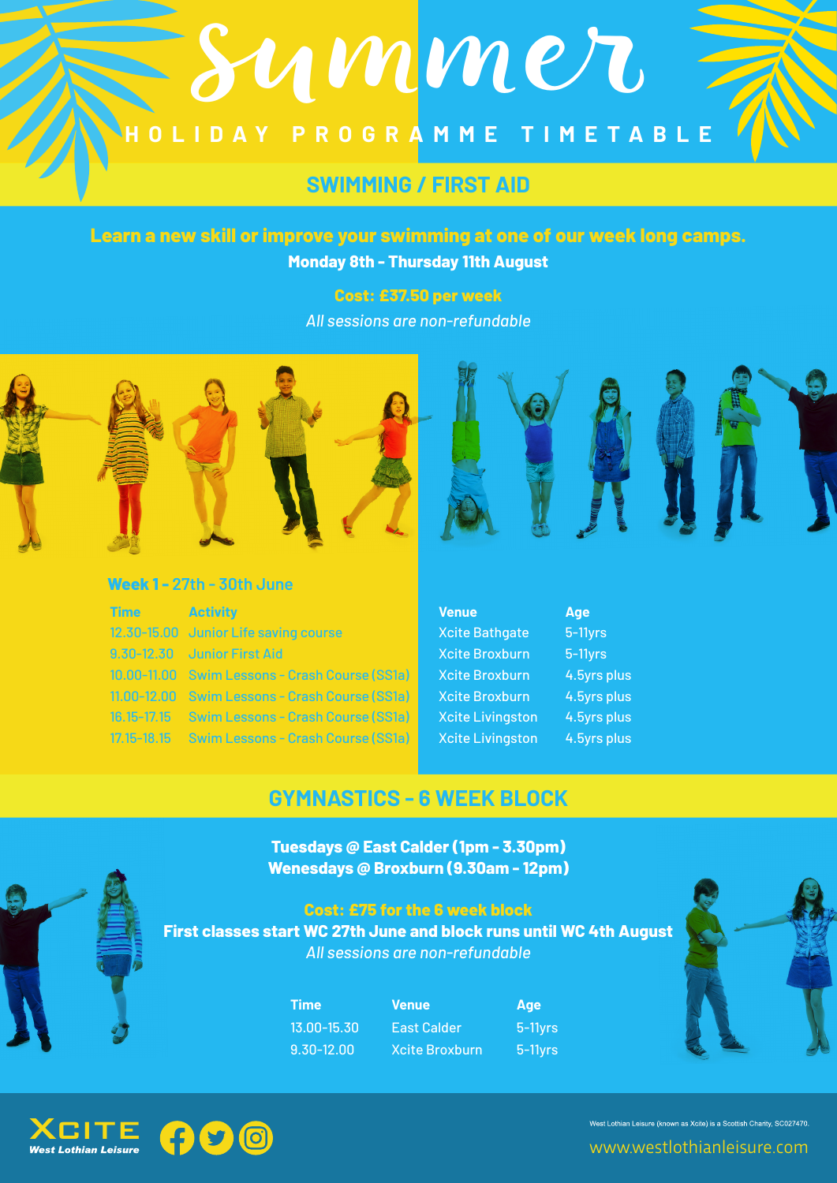# Summer

## HOLIDAY PROGRAMME TIMETABLE

## SWIMMING / FIRST AID

**Learn a new skill or improve your swimming at one of our week long camps.**

**Monday 8th - Thursday 11th August**

**Cost: £37.50 per week**

*All sessions are non-refundable*

### Week 1 - 27th - 30th June

| Time | Activity | Venue | Age |
|---|---|---|---|
| 12.30-15.00 | Junior Life saving course | Xcite Bathgate | 5-11yrs |
| 9.30-12.30 | Junior First Aid | Xcite Broxburn | 5-11yrs |
| 10.00-11.00 | Swim Lessons - Crash Course (SS1a) | Xcite Broxburn | 4.5yrs plus |
| 11.00-12.00 | Swim Lessons - Crash Course (SS1a) | Xcite Broxburn | 4.5yrs plus |
| 16.15-17.15 | Swim Lessons - Crash Course (SS1a) | Xcite Livingston | 4.5yrs plus |
| 17.15-18.15 | Swim Lessons - Crash Course (SS1a) | Xcite Livingston | 4.5yrs plus |

## GYMNASTICS - 6 WEEK BLOCK

**Tuesdays @ East Calder (1pm - 3.30pm)**
**Wenesdays @ Broxburn (9.30am - 12pm)**

**Cost: £75 for the 6 week block**

**First classes start WC 27th June and block runs until WC 4th August**

*All sessions are non-refundable*

| Time | Venue | Age |
|---|---|---|
| 13.00-15.30 | East Calder | 5-11yrs |
| 9.30-12.00 | Xcite Broxburn | 5-11yrs |

XCITE West Lothian Leisure

West Lothian Leisure (known as Xcite) is a Scottish Charity, SC027470.

www.westlothianleisure.com